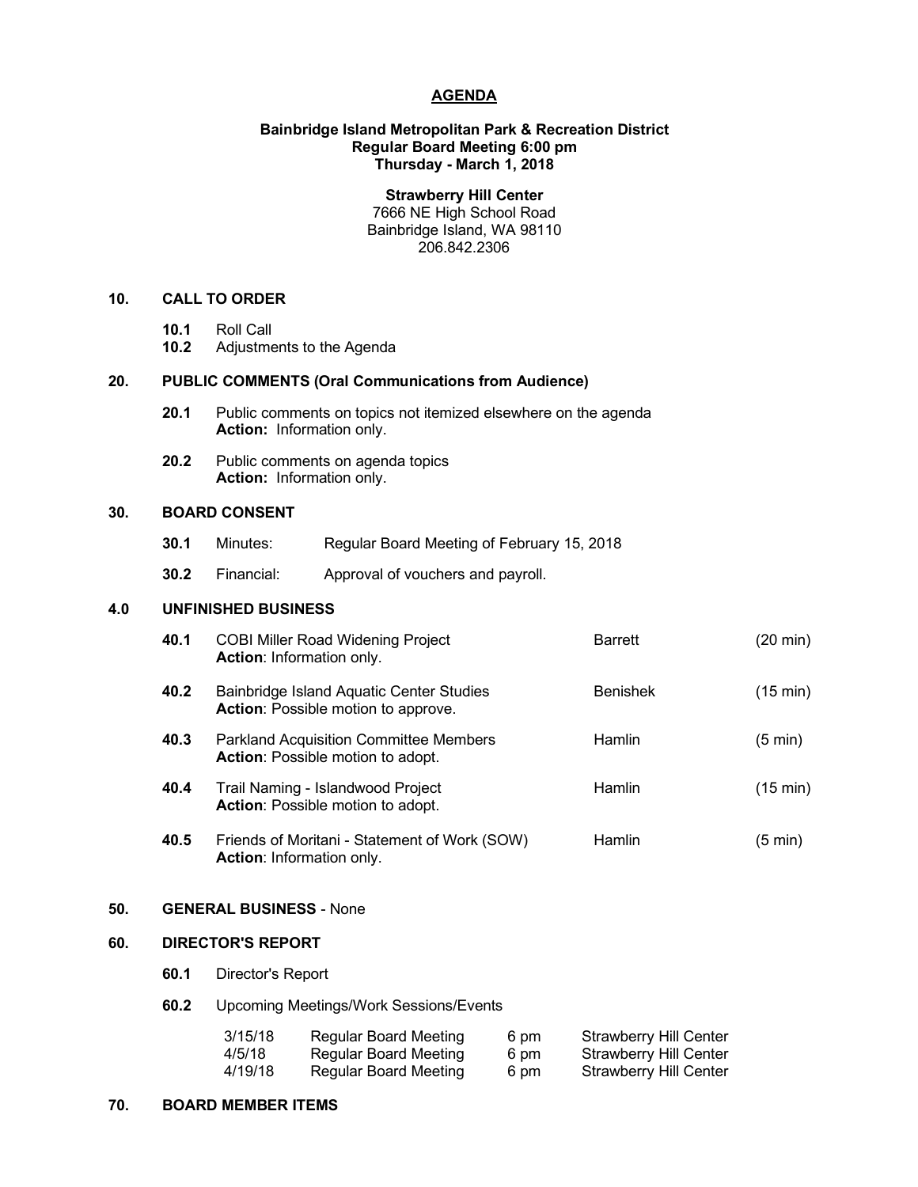# AGENDA

**Bainbridge Island Metropolitan Park & Recreation District**
**Regular Board Meeting 6:00 pm**
**Thursday - March 1, 2018**

**Strawberry Hill Center**
7666 NE High School Road
Bainbridge Island, WA 98110
206.842.2306

## 10. CALL TO ORDER

**10.1** Roll Call
**10.2** Adjustments to the Agenda

## 20. PUBLIC COMMENTS (Oral Communications from Audience)

**20.1** Public comments on topics not itemized elsewhere on the agenda
**Action:** Information only.

**20.2** Public comments on agenda topics
**Action:** Information only.

## 30. BOARD CONSENT

**30.1** Minutes: Regular Board Meeting of February 15, 2018

**30.2** Financial: Approval of vouchers and payroll.

## 4.0 UNFINISHED BUSINESS

| | Item | Presenter | Time |
|---|---|---|---|
| **40.1** | COBI Miller Road Widening Project<br>**Action**: Information only. | Barrett | (20 min) |
| **40.2** | Bainbridge Island Aquatic Center Studies<br>**Action**: Possible motion to approve. | Benishek | (15 min) |
| **40.3** | Parkland Acquisition Committee Members<br>**Action**: Possible motion to adopt. | Hamlin | (5 min) |
| **40.4** | Trail Naming - Islandwood Project<br>**Action**: Possible motion to adopt. | Hamlin | (15 min) |
| **40.5** | Friends of Moritani - Statement of Work (SOW)<br>**Action**: Information only. | Hamlin | (5 min) |

## 50. GENERAL BUSINESS - None

## 60. DIRECTOR'S REPORT

**60.1** Director's Report

**60.2** Upcoming Meetings/Work Sessions/Events

| Date | Meeting | Time | Location |
|---|---|---|---|
| 3/15/18 | Regular Board Meeting | 6 pm | Strawberry Hill Center |
| 4/5/18 | Regular Board Meeting | 6 pm | Strawberry Hill Center |
| 4/19/18 | Regular Board Meeting | 6 pm | Strawberry Hill Center |

## 70. BOARD MEMBER ITEMS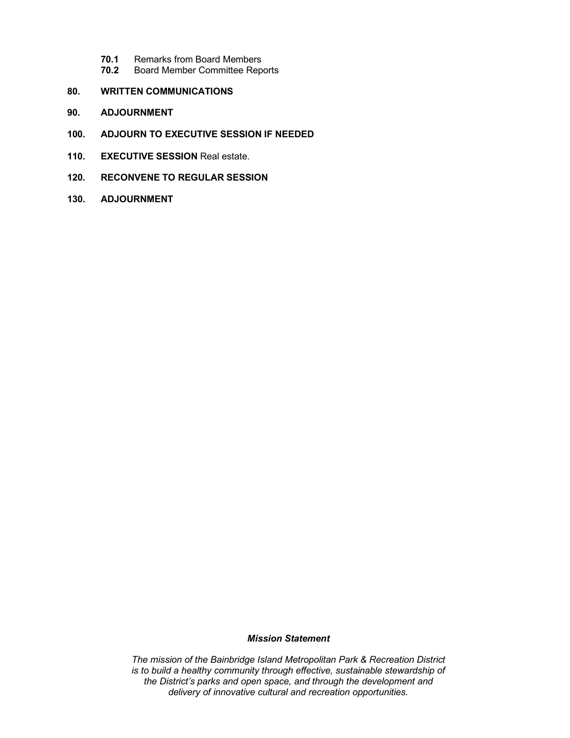**70.1** Remarks from Board Members
**70.2** Board Member Committee Reports

**80. WRITTEN COMMUNICATIONS**

**90. ADJOURNMENT**

**100. ADJOURN TO EXECUTIVE SESSION IF NEEDED**

**110. EXECUTIVE SESSION** Real estate.

**120. RECONVENE TO REGULAR SESSION**

**130. ADJOURNMENT**

***Mission Statement***

*The mission of the Bainbridge Island Metropolitan Park & Recreation District is to build a healthy community through effective, sustainable stewardship of the District's parks and open space, and through the development and delivery of innovative cultural and recreation opportunities.*